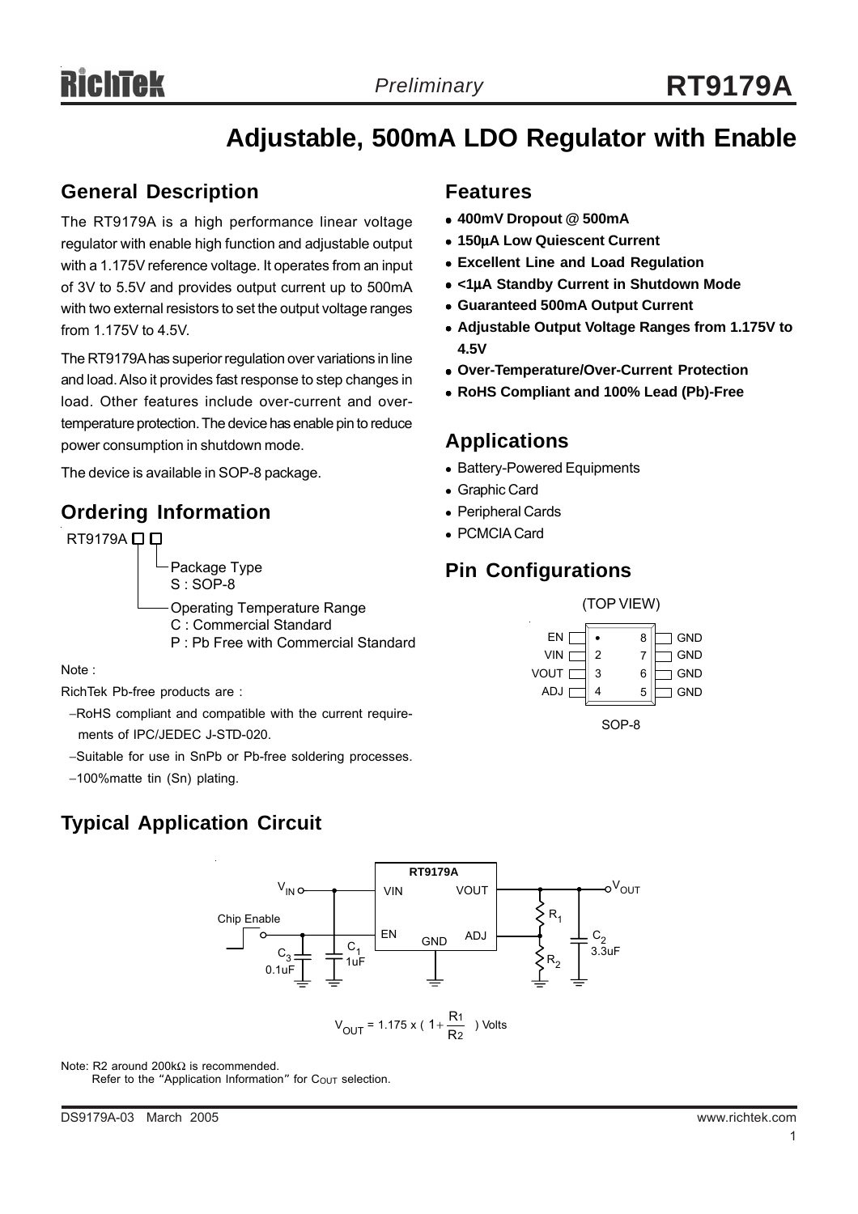# Adjustable, 500mA LDO Regulator with Enable

## General Description

The RT9179A is a high performance linear voltage regulator with enable high function and adjustable output with a 1.175V reference voltage. It operates from an input of 3V to 5.5V and provides output current up to 500mA with two external resistors to set the output voltage ranges from 1.175V to 4.5V.

The RT9179A has superior regulation over variations in line and load. Also it provides fast response to step changes in load. Other features include over-current and over-temperature protection. The device has enable pin to reduce power consumption in shutdown mode.

The device is available in SOP-8 package.

## Ordering Information

RT9179A □□

- Package Type
  - S : SOP-8
- Operating Temperature Range
  - C : Commercial Standard
  - P : Pb Free with Commercial Standard

Note :

RichTek Pb-free products are :

- −RoHS compliant and compatible with the current requirements of IPC/JEDEC J-STD-020.
- −Suitable for use in SnPb or Pb-free soldering processes.
- −100%matte tin (Sn) plating.

## Features

- **400mV Dropout @ 500mA**
- **150μA Low Quiescent Current**
- **Excellent Line and Load Regulation**
- **<1μA Standby Current in Shutdown Mode**
- **Guaranteed 500mA Output Current**
- **Adjustable Output Voltage Ranges from 1.175V to 4.5V**
- **Over-Temperature/Over-Current Protection**
- **RoHS Compliant and 100% Lead (Pb)-Free**

## Applications

- Battery-Powered Equipments
- Graphic Card
- Peripheral Cards
- PCMCIA Card

## Pin Configurations

(TOP VIEW)

| Pin | Name | Pin | Name |
|---|---|---|---|
| 1 | EN | 8 | GND |
| 2 | VIN | 7 | GND |
| 3 | VOUT | 6 | GND |
| 4 | ADJ | 5 | GND |

SOP-8

## Typical Application Circuit

RT9179A: $V_{IN}$ → VIN; Chip Enable → EN; VOUT → $V_{OUT}$; ADJ; GND. $C_3$ 0.1uF, $C_1$ 1uF, $R_1$, $R_2$, $C_2$ 3.3uF.

$$V_{OUT} = 1.175 \times \left(1 + \frac{R_1}{R_2}\right) \text{ Volts}$$

Note: R2 around 200kΩ is recommended.
Refer to the "Application Information" for $C_{OUT}$ selection.

DS9179A-03 March 2005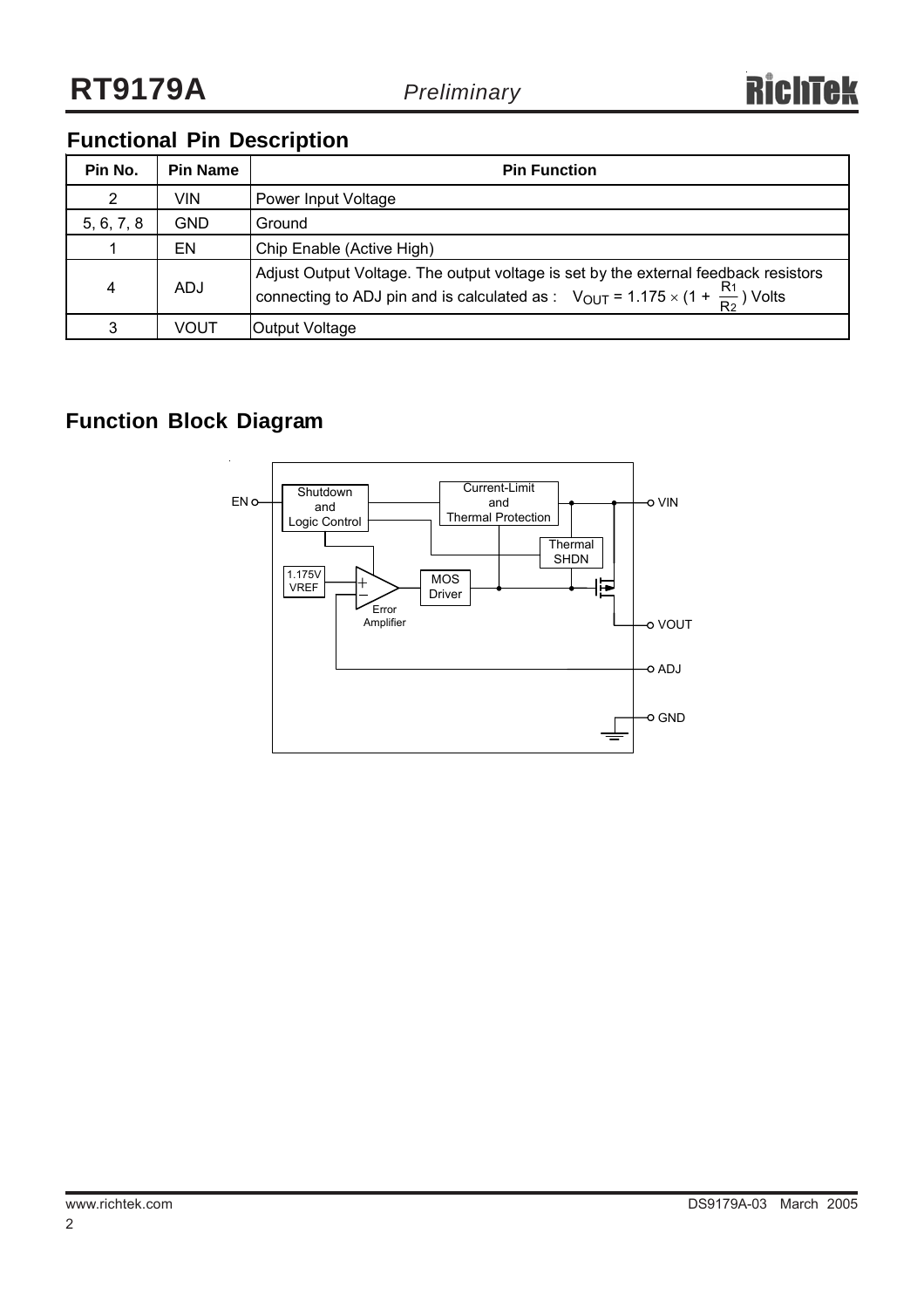## Functional Pin Description

| Pin No. | Pin Name | Pin Function |
|---|---|---|
| 2 | VIN | Power Input Voltage |
| 5, 6, 7, 8 | GND | Ground |
| 1 | EN | Chip Enable (Active High) |
| 4 | ADJ | Adjust Output Voltage. The output voltage is set by the external feedback resistors connecting to ADJ pin and is calculated as : $V_{OUT} = 1.175 \times (1 + \frac{R_1}{R_2})$ Volts |
| 3 | VOUT | Output Voltage |

## Function Block Diagram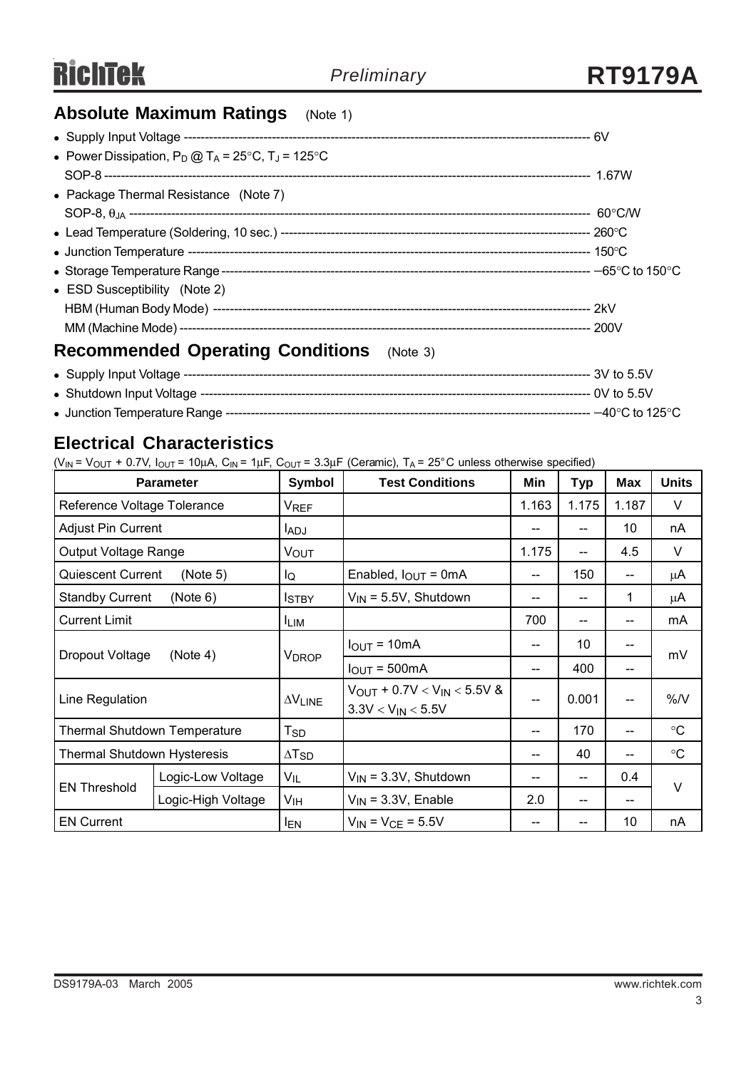## Absolute Maximum Ratings (Note 1)

- Supply Input Voltage ------------------------------------------------------------------------------------------------ 6V
- Power Dissipation, $P_D$ @ $T_A$ = 25°C, $T_J$ = 125°C
  SOP-8 -------------------------------------------------------------------------------------------------------------- 1.67W
- Package Thermal Resistance (Note 7)
  SOP-8, $\theta_{JA}$ ----------------------------------------------------------------------------------------------------- 60°C/W
- Lead Temperature (Soldering, 10 sec.) ------------------------------------------------------------------------- 260°C
- Junction Temperature ------------------------------------------------------------------------------------------------ 150°C
- Storage Temperature Range -------------------------------------------------------------------------------------- −65°C to 150°C
- ESD Susceptibility (Note 2)
  HBM (Human Body Mode) ------------------------------------------------------------------------------------------ 2kV
  MM (Machine Mode) ----------------------------------------------------------------------------------------------- 200V

## Recommended Operating Conditions (Note 3)

- Supply Input Voltage ------------------------------------------------------------------------------------------------ 3V to 5.5V
- Shutdown Input Voltage ---------------------------------------------------------------------------------------------- 0V to 5.5V
- Junction Temperature Range -------------------------------------------------------------------------------------- −40°C to 125°C

## Electrical Characteristics

($V_{IN}$ = $V_{OUT}$ + 0.7V, $I_{OUT}$ = 10μA, $C_{IN}$ = 1μF, $C_{OUT}$ = 3.3μF (Ceramic), $T_A$ = 25°C unless otherwise specified)

| Parameter | | Symbol | Test Conditions | Min | Typ | Max | Units |
|---|---|---|---|---|---|---|---|
| Reference Voltage Tolerance | | $V_{REF}$ | | 1.163 | 1.175 | 1.187 | V |
| Adjust Pin Current | | $I_{ADJ}$ | | -- | -- | 10 | nA |
| Output Voltage Range | | $V_{OUT}$ | | 1.175 | -- | 4.5 | V |
| Quiescent Current (Note 5) | | $I_Q$ | Enabled, $I_{OUT}$ = 0mA | -- | 150 | -- | μA |
| Standby Current (Note 6) | | $I_{STBY}$ | $V_{IN}$ = 5.5V, Shutdown | -- | -- | 1 | μA |
| Current Limit | | $I_{LIM}$ | | 700 | -- | -- | mA |
| Dropout Voltage (Note 4) | | $V_{DROP}$ | $I_{OUT}$ = 10mA | -- | 10 | -- | mV |
| | | | $I_{OUT}$ = 500mA | -- | 400 | -- | |
| Line Regulation | | $\Delta V_{LINE}$ | $V_{OUT}$ + 0.7V < $V_{IN}$ < 5.5V & 3.3V < $V_{IN}$ < 5.5V | -- | 0.001 | -- | %/V |
| Thermal Shutdown Temperature | | $T_{SD}$ | | -- | 170 | -- | °C |
| Thermal Shutdown Hysteresis | | $\Delta T_{SD}$ | | -- | 40 | -- | °C |
| EN Threshold | Logic-Low Voltage | $V_{IL}$ | $V_{IN}$ = 3.3V, Shutdown | -- | -- | 0.4 | V |
| | Logic-High Voltage | $V_{IH}$ | $V_{IN}$ = 3.3V, Enable | 2.0 | -- | -- | |
| EN Current | | $I_{EN}$ | $V_{IN}$ = $V_{CE}$ = 5.5V | -- | -- | 10 | nA |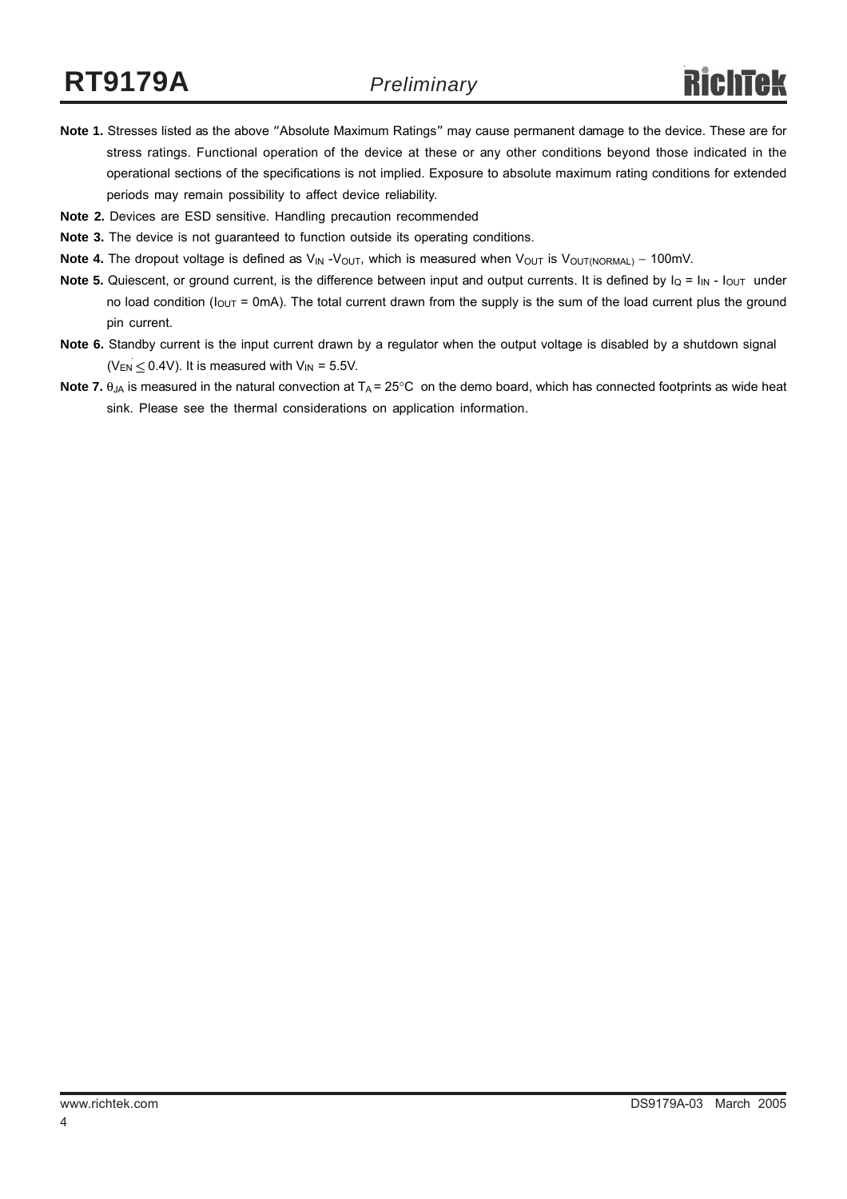**Note 1.** Stresses listed as the above "Absolute Maximum Ratings" may cause permanent damage to the device. These are for stress ratings. Functional operation of the device at these or any other conditions beyond those indicated in the operational sections of the specifications is not implied. Exposure to absolute maximum rating conditions for extended periods may remain possibility to affect device reliability.

**Note 2.** Devices are ESD sensitive. Handling precaution recommended

**Note 3.** The device is not guaranteed to function outside its operating conditions.

**Note 4.** The dropout voltage is defined as $V_{IN}$ -$V_{OUT}$, which is measured when $V_{OUT}$ is $V_{OUT(NORMAL)}$ − 100mV.

**Note 5.** Quiescent, or ground current, is the difference between input and output currents. It is defined by $I_Q$ = $I_{IN}$ - $I_{OUT}$ under no load condition ($I_{OUT}$ = 0mA). The total current drawn from the supply is the sum of the load current plus the ground pin current.

**Note 6.** Standby current is the input current drawn by a regulator when the output voltage is disabled by a shutdown signal ($V_{EN} \leq 0.4V$). It is measured with $V_{IN}$ = 5.5V.

**Note 7.** $\theta_{JA}$ is measured in the natural convection at $T_A$ = 25°C on the demo board, which has connected footprints as wide heat sink. Please see the thermal considerations on application information.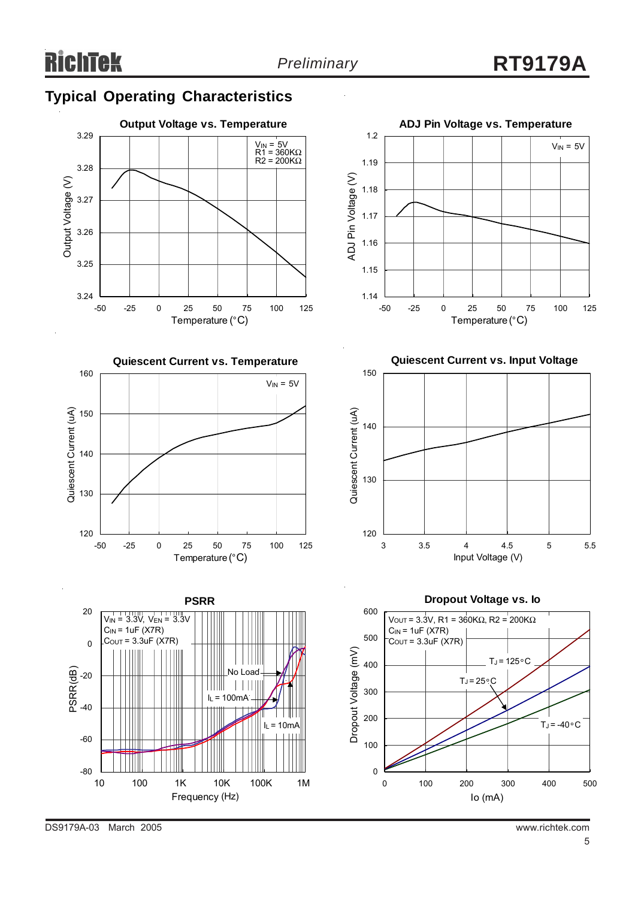## Typical Operating Characteristics

**Output Voltage vs. Temperature**

$V_{IN}$ = 5V
R1 = 360KΩ
R2 = 200KΩ

Output Voltage (V): 3.24, 3.25, 3.26, 3.27, 3.28, 3.29

Temperature (°C): -50, -25, 0, 25, 50, 75, 100, 125

**ADJ Pin Voltage vs. Temperature**

$V_{IN}$ = 5V

ADJ Pin Voltage (V): 1.14, 1.15, 1.16, 1.17, 1.18, 1.19, 1.2

Temperature (°C): -50, -25, 0, 25, 50, 75, 100, 125

**Quiescent Current vs. Temperature**

$V_{IN}$ = 5V

Quiescent Current (uA): 120, 130, 140, 150, 160

Temperature (°C): -50, -25, 0, 25, 50, 75, 100, 125

**Quiescent Current vs. Input Voltage**

Quiescent Current (uA): 120, 130, 140, 150

Input Voltage (V): 3, 3.5, 4, 4.5, 5, 5.5

**PSRR**

$V_{IN}$ = 3.3V, $V_{EN}$ = 3.3V
$C_{IN}$ = 1uF (X7R)
$C_{OUT}$ = 3.3uF (X7R)

No Load
$I_L$ = 100mA
$I_L$ = 10mA

PSRR(dB): -80, -60, -40, -20, 0, 20

Frequency (Hz): 10, 100, 1K, 10K, 100K, 1M

**Dropout Voltage vs. Io**

$V_{OUT}$ = 3.3V, R1 = 360KΩ, R2 = 200KΩ
$C_{IN}$ = 1uF (X7R)
$C_{OUT}$ = 3.3uF (X7R)

$T_J$ = 125°C
$T_J$ = 25°C
$T_J$ = -40°C

Dropout Voltage (mV): 0, 100, 200, 300, 400, 500, 600

Io (mA): 0, 100, 200, 300, 400, 500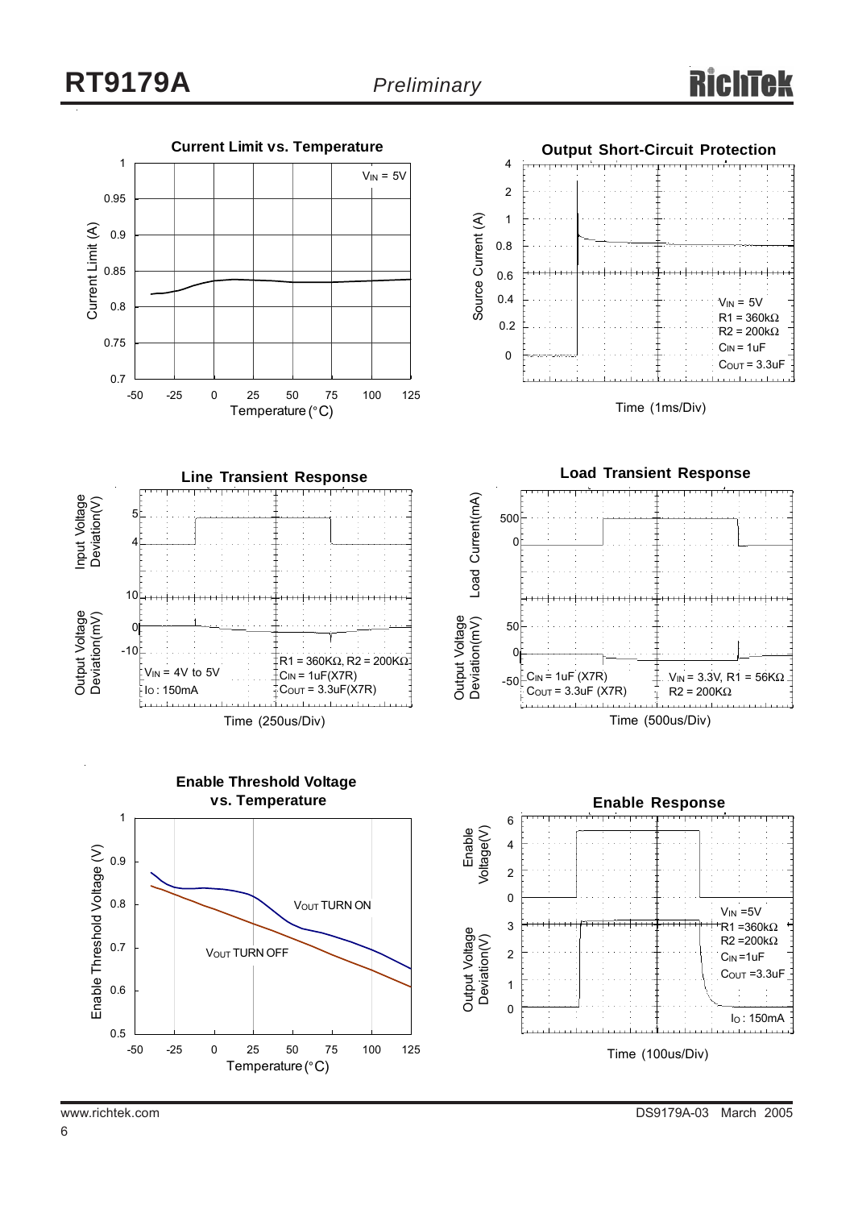**Current Limit vs. Temperature**

$V_{IN}$ = 5V

Current Limit (A) vs. Temperature (°C)

**Output Short-Circuit Protection**

$V_{IN}$ = 5V
R1 = 360kΩ
R2 = 200kΩ
$C_{IN}$ = 1uF
$C_{OUT}$ = 3.3uF

Source Current (A)

Time (1ms/Div)

**Line Transient Response**

Input Voltage Deviation(V)

Output Voltage Deviation(mV)

$V_{IN}$ = 4V to 5V
$I_O$ : 150mA

R1 = 360KΩ, R2 = 200KΩ
$C_{IN}$ = 1uF(X7R)
$C_{OUT}$ = 3.3uF(X7R)

Time (250us/Div)

**Load Transient Response**

Load Current(mA)

Output Voltage Deviation(mV)

$C_{IN}$ = 1uF (X7R)
$C_{OUT}$ = 3.3uF (X7R)

$V_{IN}$ = 3.3V, R1 = 56KΩ
R2 = 200KΩ

Time (500us/Div)

**Enable Threshold Voltage vs. Temperature**

Enable Threshold Voltage (V) vs. Temperature (°C)

$V_{OUT}$ TURN ON

$V_{OUT}$ TURN OFF

**Enable Response**

Enable Voltage(V)

Output Voltage Deviation(V)

$V_{IN}$ =5V
R1 =360kΩ
R2 =200kΩ
$C_{IN}$ =1uF
$C_{OUT}$ =3.3uF
$I_O$ : 150mA

Time (100us/Div)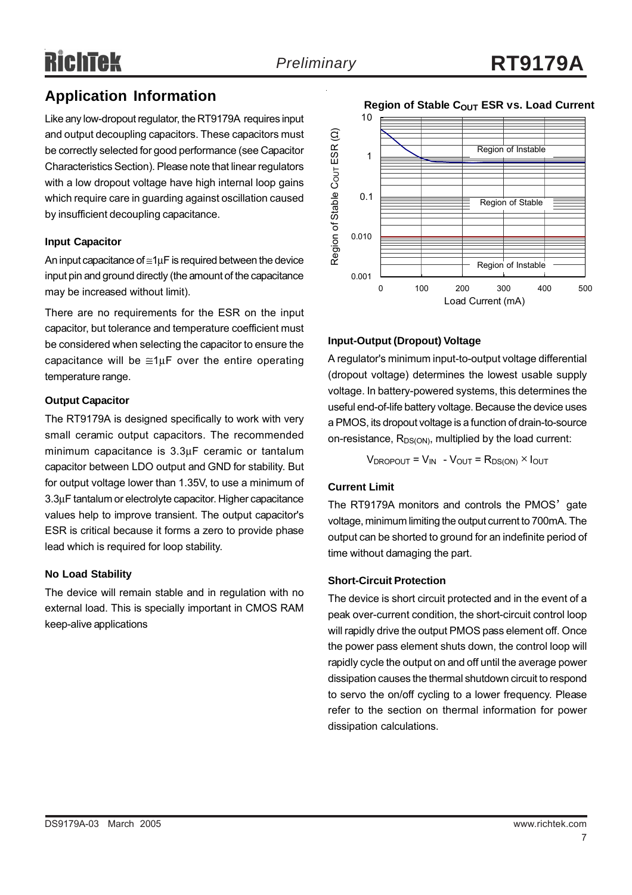## Application Information

Like any low-dropout regulator, the RT9179A requires input and output decoupling capacitors. These capacitors must be correctly selected for good performance (see Capacitor Characteristics Section). Please note that linear regulators with a low dropout voltage have high internal loop gains which require care in guarding against oscillation caused by insufficient decoupling capacitance.

### Input Capacitor

An input capacitance of ≅1μF is required between the device input pin and ground directly (the amount of the capacitance may be increased without limit).

There are no requirements for the ESR on the input capacitor, but tolerance and temperature coefficient must be considered when selecting the capacitor to ensure the capacitance will be ≅1μF over the entire operating temperature range.

### Output Capacitor

The RT9179A is designed specifically to work with very small ceramic output capacitors. The recommended minimum capacitance is 3.3μF ceramic or tantalum capacitor between LDO output and GND for stability. But for output voltage lower than 1.35V, to use a minimum of 3.3μF tantalum or electrolyte capacitor. Higher capacitance values help to improve transient. The output capacitor's ESR is critical because it forms a zero to provide phase lead which is required for loop stability.

### No Load Stability

The device will remain stable and in regulation with no external load. This is specially important in CMOS RAM keep-alive applications

**Region of Stable $C_{OUT}$ ESR vs. Load Current**

### Input-Output (Dropout) Voltage

A regulator's minimum input-to-output voltage differential (dropout voltage) determines the lowest usable supply voltage. In battery-powered systems, this determines the useful end-of-life battery voltage. Because the device uses a PMOS, its dropout voltage is a function of drain-to-source on-resistance, $R_{DS(ON)}$, multiplied by the load current:

$$V_{DROPOUT} = V_{IN} - V_{OUT} = R_{DS(ON)} \times I_{OUT}$$

### Current Limit

The RT9179A monitors and controls the PMOS' gate voltage, minimum limiting the output current to 700mA. The output can be shorted to ground for an indefinite period of time without damaging the part.

### Short-Circuit Protection

The device is short circuit protected and in the event of a peak over-current condition, the short-circuit control loop will rapidly drive the output PMOS pass element off. Once the power pass element shuts down, the control loop will rapidly cycle the output on and off until the average power dissipation causes the thermal shutdown circuit to respond to servo the on/off cycling to a lower frequency. Please refer to the section on thermal information for power dissipation calculations.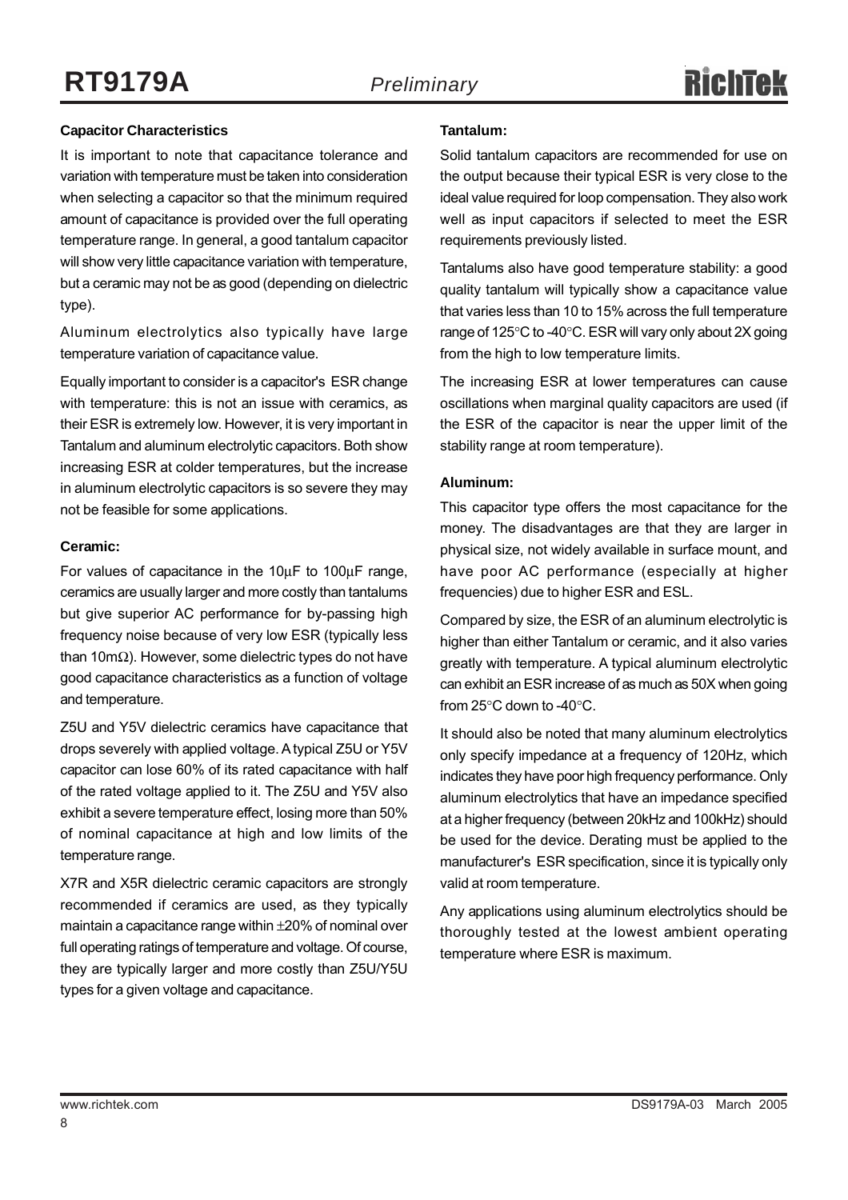### Capacitor Characteristics

It is important to note that capacitance tolerance and variation with temperature must be taken into consideration when selecting a capacitor so that the minimum required amount of capacitance is provided over the full operating temperature range. In general, a good tantalum capacitor will show very little capacitance variation with temperature, but a ceramic may not be as good (depending on dielectric type).

Aluminum electrolytics also typically have large temperature variation of capacitance value.

Equally important to consider is a capacitor's ESR change with temperature: this is not an issue with ceramics, as their ESR is extremely low. However, it is very important in Tantalum and aluminum electrolytic capacitors. Both show increasing ESR at colder temperatures, but the increase in aluminum electrolytic capacitors is so severe they may not be feasible for some applications.

#### Ceramic:

For values of capacitance in the 10μF to 100μF range, ceramics are usually larger and more costly than tantalums but give superior AC performance for by-passing high frequency noise because of very low ESR (typically less than 10mΩ). However, some dielectric types do not have good capacitance characteristics as a function of voltage and temperature.

Z5U and Y5V dielectric ceramics have capacitance that drops severely with applied voltage. A typical Z5U or Y5V capacitor can lose 60% of its rated capacitance with half of the rated voltage applied to it. The Z5U and Y5V also exhibit a severe temperature effect, losing more than 50% of nominal capacitance at high and low limits of the temperature range.

X7R and X5R dielectric ceramic capacitors are strongly recommended if ceramics are used, as they typically maintain a capacitance range within ±20% of nominal over full operating ratings of temperature and voltage. Of course, they are typically larger and more costly than Z5U/Y5U types for a given voltage and capacitance.

#### Tantalum:

Solid tantalum capacitors are recommended for use on the output because their typical ESR is very close to the ideal value required for loop compensation. They also work well as input capacitors if selected to meet the ESR requirements previously listed.

Tantalums also have good temperature stability: a good quality tantalum will typically show a capacitance value that varies less than 10 to 15% across the full temperature range of 125°C to -40°C. ESR will vary only about 2X going from the high to low temperature limits.

The increasing ESR at lower temperatures can cause oscillations when marginal quality capacitors are used (if the ESR of the capacitor is near the upper limit of the stability range at room temperature).

#### Aluminum:

This capacitor type offers the most capacitance for the money. The disadvantages are that they are larger in physical size, not widely available in surface mount, and have poor AC performance (especially at higher frequencies) due to higher ESR and ESL.

Compared by size, the ESR of an aluminum electrolytic is higher than either Tantalum or ceramic, and it also varies greatly with temperature. A typical aluminum electrolytic can exhibit an ESR increase of as much as 50X when going from 25°C down to -40°C.

It should also be noted that many aluminum electrolytics only specify impedance at a frequency of 120Hz, which indicates they have poor high frequency performance. Only aluminum electrolytics that have an impedance specified at a higher frequency (between 20kHz and 100kHz) should be used for the device. Derating must be applied to the manufacturer's ESR specification, since it is typically only valid at room temperature.

Any applications using aluminum electrolytics should be thoroughly tested at the lowest ambient operating temperature where ESR is maximum.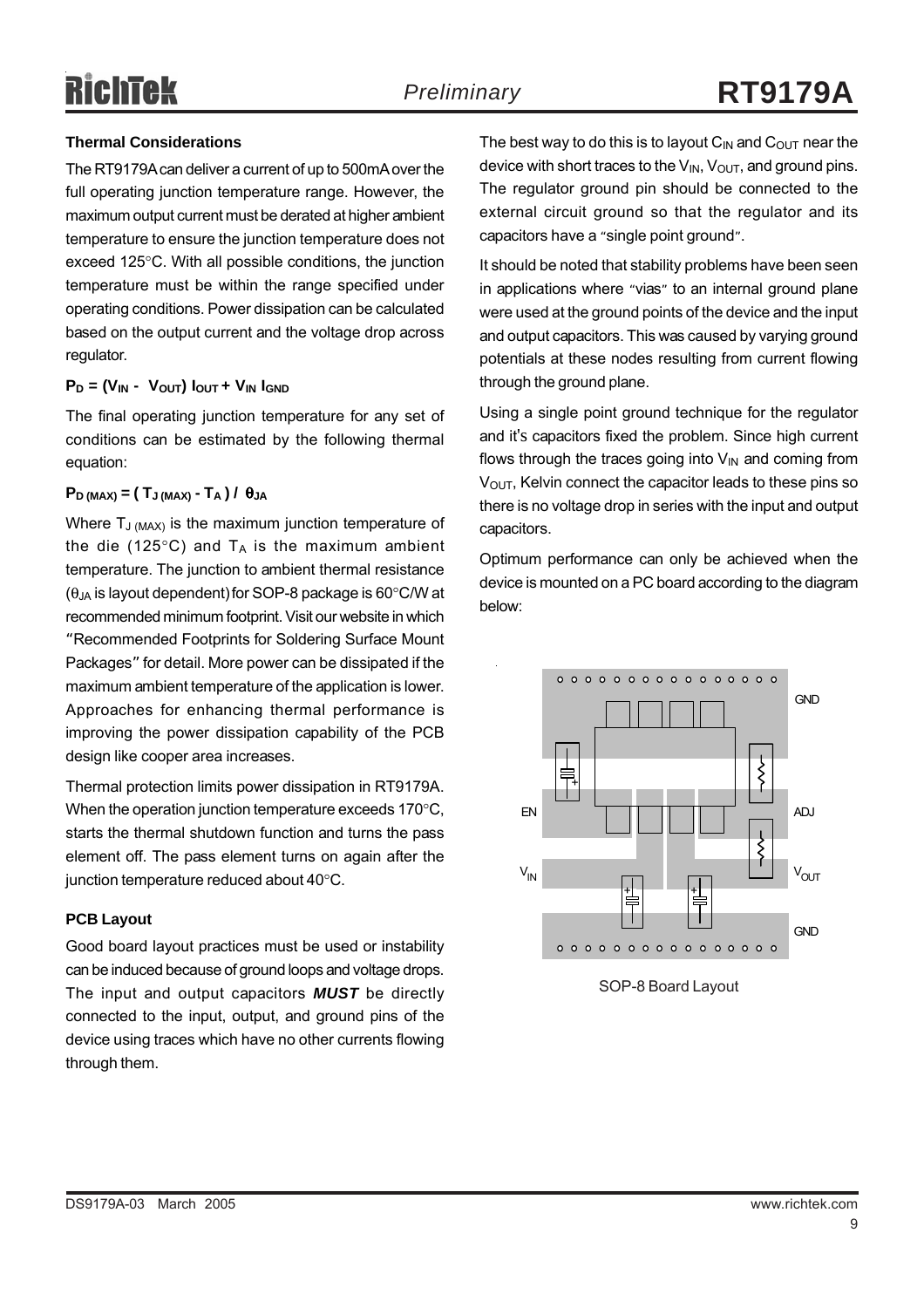### Thermal Considerations

The RT9179A can deliver a current of up to 500mA over the full operating junction temperature range. However, the maximum output current must be derated at higher ambient temperature to ensure the junction temperature does not exceed 125°C. With all possible conditions, the junction temperature must be within the range specified under operating conditions. Power dissipation can be calculated based on the output current and the voltage drop across regulator.

$$P_D = (V_{IN} - V_{OUT})\ I_{OUT} + V_{IN}\ I_{GND}$$

The final operating junction temperature for any set of conditions can be estimated by the following thermal equation:

$$P_{D\ (MAX)} = (\ T_{J\ (MAX)} - T_A\ )\ /\ \theta_{JA}$$

Where $T_{J\ (MAX)}$ is the maximum junction temperature of the die (125°C) and $T_A$ is the maximum ambient temperature. The junction to ambient thermal resistance ($\theta_{JA}$ is layout dependent) for SOP-8 package is 60°C/W at recommended minimum footprint. Visit our website in which "Recommended Footprints for Soldering Surface Mount Packages" for detail. More power can be dissipated if the maximum ambient temperature of the application is lower. Approaches for enhancing thermal performance is improving the power dissipation capability of the PCB design like cooper area increases.

Thermal protection limits power dissipation in RT9179A. When the operation junction temperature exceeds 170°C, starts the thermal shutdown function and turns the pass element off. The pass element turns on again after the junction temperature reduced about 40°C.

### PCB Layout

Good board layout practices must be used or instability can be induced because of ground loops and voltage drops. The input and output capacitors ***MUST*** be directly connected to the input, output, and ground pins of the device using traces which have no other currents flowing through them.

The best way to do this is to layout $C_{IN}$ and $C_{OUT}$ near the device with short traces to the $V_{IN}$, $V_{OUT}$, and ground pins. The regulator ground pin should be connected to the external circuit ground so that the regulator and its capacitors have a "single point ground".

It should be noted that stability problems have been seen in applications where "vias" to an internal ground plane were used at the ground points of the device and the input and output capacitors. This was caused by varying ground potentials at these nodes resulting from current flowing through the ground plane.

Using a single point ground technique for the regulator and it's capacitors fixed the problem. Since high current flows through the traces going into $V_{IN}$ and coming from $V_{OUT}$, Kelvin connect the capacitor leads to these pins so there is no voltage drop in series with the input and output capacitors.

Optimum performance can only be achieved when the device is mounted on a PC board according to the diagram below:

GND

EN

ADJ

$V_{IN}$

$V_{OUT}$

GND

SOP-8 Board Layout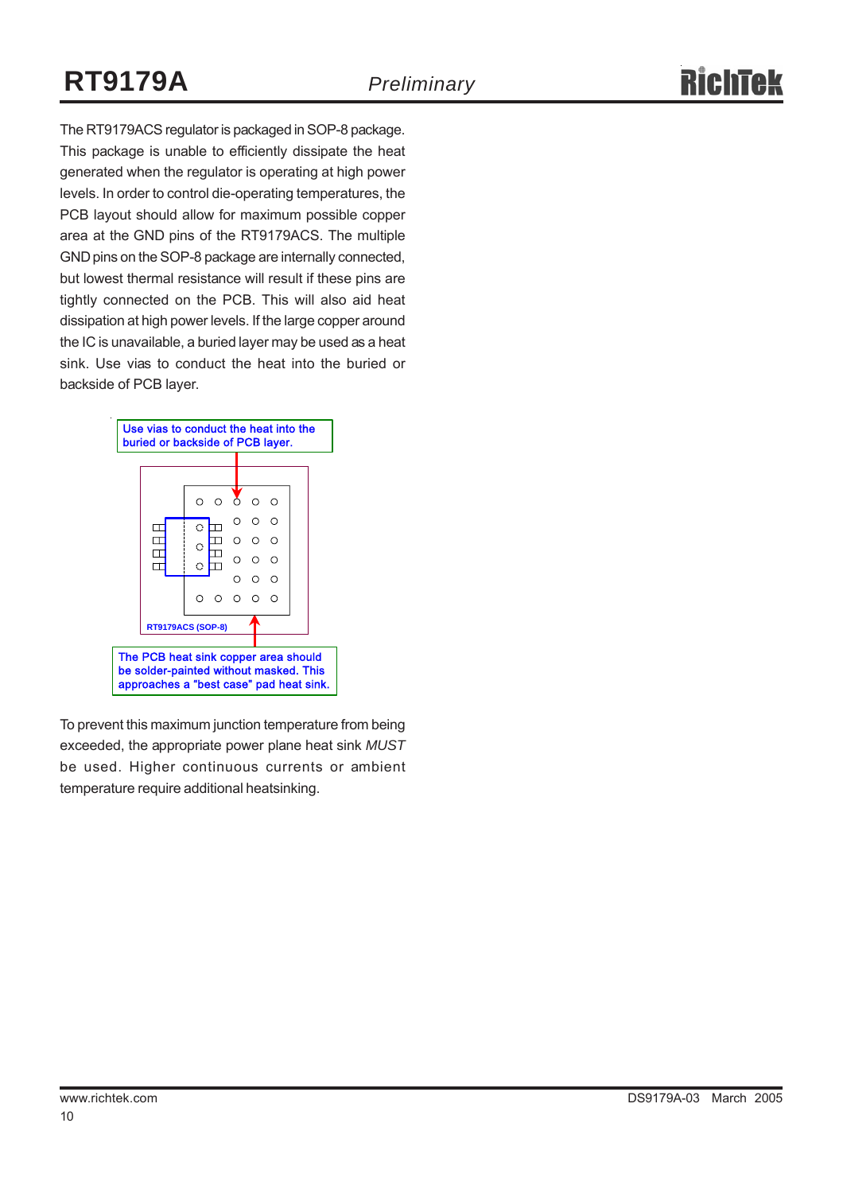The RT9179ACS regulator is packaged in SOP-8 package. This package is unable to efficiently dissipate the heat generated when the regulator is operating at high power levels. In order to control die-operating temperatures, the PCB layout should allow for maximum possible copper area at the GND pins of the RT9179ACS. The multiple GND pins on the SOP-8 package are internally connected, but lowest thermal resistance will result if these pins are tightly connected on the PCB. This will also aid heat dissipation at high power levels. If the large copper around the IC is unavailable, a buried layer may be used as a heat sink. Use vias to conduct the heat into the buried or backside of PCB layer.

Use vias to conduct the heat into the buried or backside of PCB layer.

RT9179ACS (SOP-8)

The PCB heat sink copper area should be solder-painted without masked. This approaches a "best case" pad heat sink.

To prevent this maximum junction temperature from being exceeded, the appropriate power plane heat sink *MUST* be used. Higher continuous currents or ambient temperature require additional heatsinking.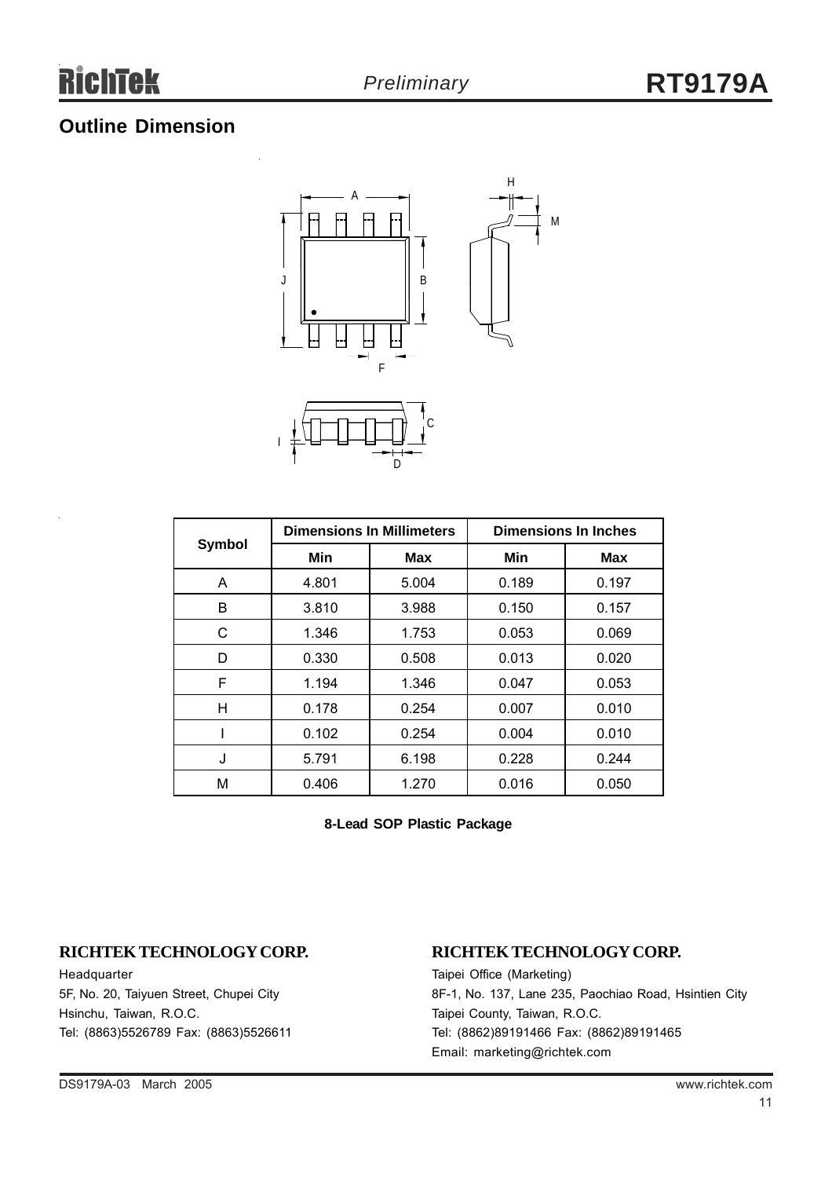## Outline Dimension

A
H
M
J
B
F
C
I
D

| Symbol | Dimensions In Millimeters | | Dimensions In Inches | |
|---|---|---|---|---|
| | **Min** | **Max** | **Min** | **Max** |
| A | 4.801 | 5.004 | 0.189 | 0.197 |
| B | 3.810 | 3.988 | 0.150 | 0.157 |
| C | 1.346 | 1.753 | 0.053 | 0.069 |
| D | 0.330 | 0.508 | 0.013 | 0.020 |
| F | 1.194 | 1.346 | 0.047 | 0.053 |
| H | 0.178 | 0.254 | 0.007 | 0.010 |
| I | 0.102 | 0.254 | 0.004 | 0.010 |
| J | 5.791 | 6.198 | 0.228 | 0.244 |
| M | 0.406 | 1.270 | 0.016 | 0.050 |

**8-Lead SOP Plastic Package**

**RICHTEK TECHNOLOGY CORP.**

Headquarter
5F, No. 20, Taiyuen Street, Chupei City
Hsinchu, Taiwan, R.O.C.
Tel: (8863)5526789 Fax: (8863)5526611

**RICHTEK TECHNOLOGY CORP.**

Taipei Office (Marketing)
8F-1, No. 137, Lane 235, Paochiao Road, Hsintien City
Taipei County, Taiwan, R.O.C.
Tel: (8862)89191466 Fax: (8862)89191465
Email: marketing@richtek.com